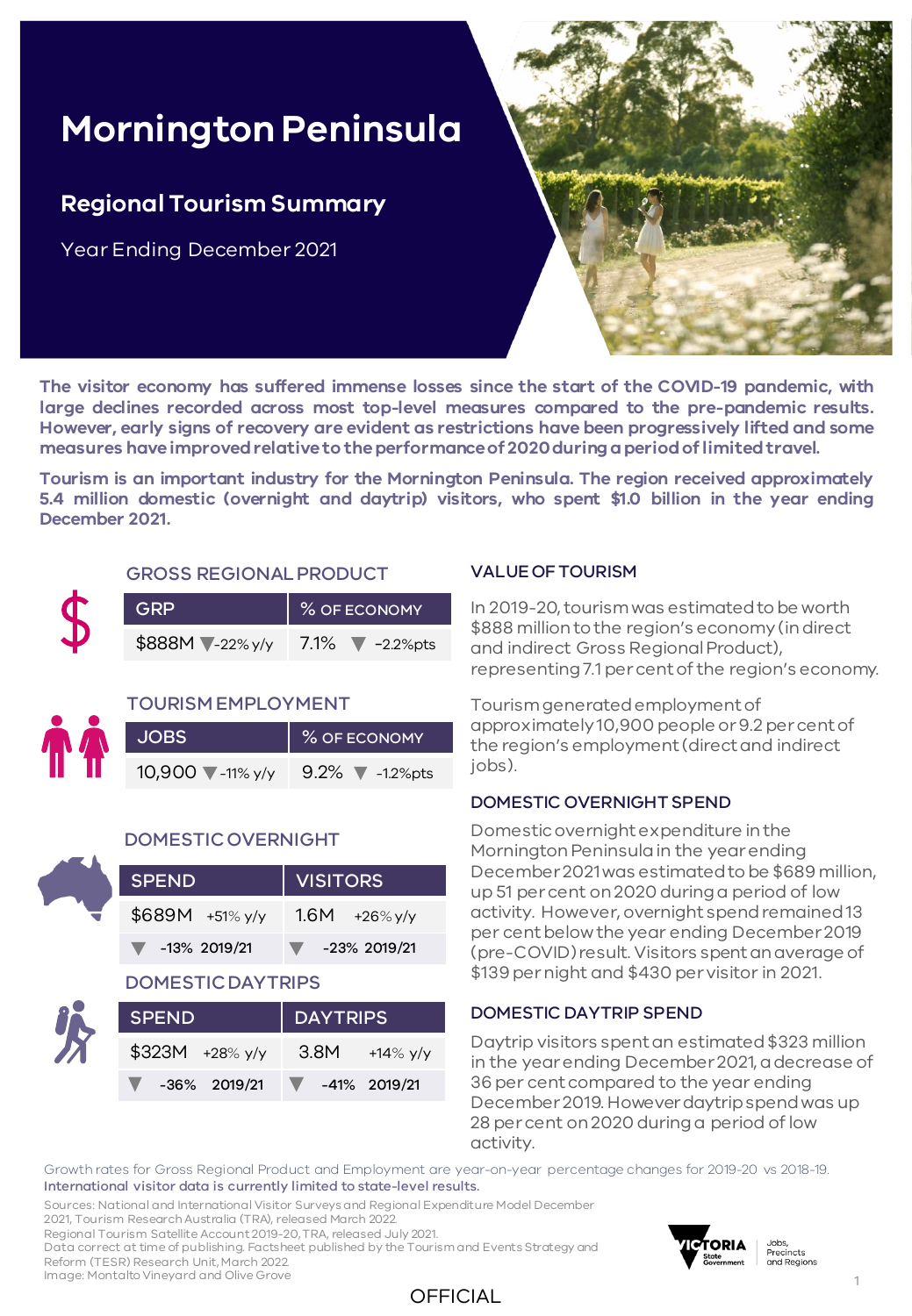# Mornington Peninsula

## Regional Tourism Summary

Year Ending December 2021

**The visitor economy has suffered immense losses since the start of the COVID-19 pandemic, with large declines recorded across most top-level measures compared to the pre-pandemic results. However, early signs of recovery are evident as restrictions have been progressively lifted and some measures have improved relative to the performance of 2020 during a period of limited travel.**

**Tourism is an important industry for the Mornington Peninsula. The region received approximately 5.4 million domestic (overnight and daytrip) visitors, who spent $1.0 billion in the year ending December 2021.**

### GROSS REGIONAL PRODUCT

| GRP | % OF ECONOMY |
|---|---|
| $888M ▼-22% y/y | 7.1% ▼ -2.2%pts |

### TOURISM EMPLOYMENT

| JOBS | % OF ECONOMY |
|---|---|
| 10,900 ▼-11% y/y | 9.2% ▼ -1.2%pts |

### DOMESTIC OVERNIGHT

| SPEND | VISITORS |
|---|---|
| $689M +51% y/y | 1.6M +26% y/y |
| ▼ -13% 2019/21 | ▼ -23% 2019/21 |

### DOMESTIC DAYTRIPS

| SPEND | DAYTRIPS |
|---|---|
| $323M +28% y/y | 3.8M +14% y/y |
| ▼ -36% 2019/21 | ▼ -41% 2019/21 |

### VALUE OF TOURISM

In 2019-20, tourism was estimated to be worth $888 million to the region's economy (in direct and indirect Gross Regional Product), representing 7.1 per cent of the region's economy.

Tourism generated employment of approximately 10,900 people or 9.2 per cent of the region's employment (direct and indirect jobs).

### DOMESTIC OVERNIGHT SPEND

Domestic overnight expenditure in the Mornington Peninsula in the year ending December 2021 was estimated to be $689 million, up 51 per cent on 2020 during a period of low activity. However, overnight spend remained 13 per cent below the year ending December 2019 (pre-COVID) result. Visitors spent an average of $139 per night and $430 per visitor in 2021.

### DOMESTIC DAYTRIP SPEND

Daytrip visitors spent an estimated $323 million in the year ending December 2021, a decrease of 36 per cent compared to the year ending December 2019. However daytrip spend was up 28 per cent on 2020 during a period of low activity.

Growth rates for Gross Regional Product and Employment are year-on-year percentage changes for 2019-20 vs 2018-19.
International visitor data is currently limited to state-level results.

Sources: National and International Visitor Surveys and Regional Expenditure Model December 2021, Tourism Research Australia (TRA), released March 2022.
Regional Tourism Satellite Account 2019-20, TRA, released July 2021.
Data correct at time of publishing. Factsheet published by the Tourism and Events Strategy and Reform (TESR) Research Unit, March 2022.
Image: Montalto Vineyard and Olive Grove

OFFICIAL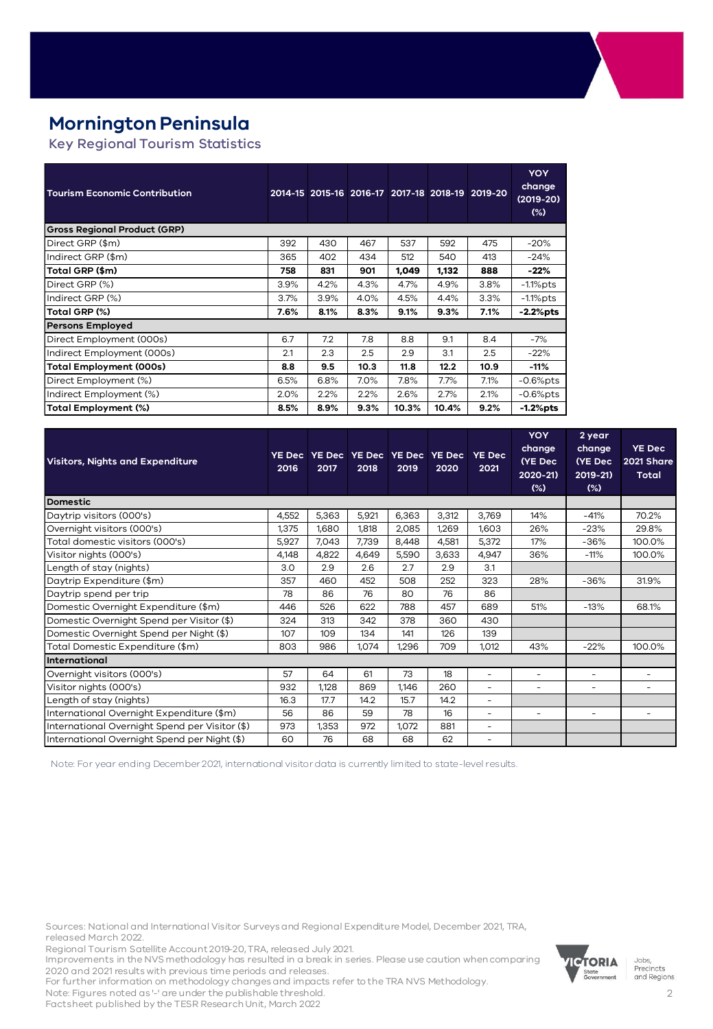# Mornington Peninsula

## Key Regional Tourism Statistics

| Tourism Economic Contribution | 2014-15 | 2015-16 | 2016-17 | 2017-18 | 2018-19 | 2019-20 | YOY change (2019-20) (%) |
|---|---|---|---|---|---|---|---|
| **Gross Regional Product (GRP)** | | | | | | | |
| Direct GRP ($m) | 392 | 430 | 467 | 537 | 592 | 475 | -20% |
| Indirect GRP ($m) | 365 | 402 | 434 | 512 | 540 | 413 | -24% |
| **Total GRP ($m)** | **758** | **831** | **901** | **1,049** | **1,132** | **888** | **-22%** |
| Direct GRP (%) | 3.9% | 4.2% | 4.3% | 4.7% | 4.9% | 3.8% | -1.1%pts |
| Indirect GRP (%) | 3.7% | 3.9% | 4.0% | 4.5% | 4.4% | 3.3% | -1.1%pts |
| **Total GRP (%)** | **7.6%** | **8.1%** | **8.3%** | **9.1%** | **9.3%** | **7.1%** | **-2.2%pts** |
| **Persons Employed** | | | | | | | |
| Direct Employment (000s) | 6.7 | 7.2 | 7.8 | 8.8 | 9.1 | 8.4 | -7% |
| Indirect Employment (000s) | 2.1 | 2.3 | 2.5 | 2.9 | 3.1 | 2.5 | -22% |
| **Total Employment (000s)** | **8.8** | **9.5** | **10.3** | **11.8** | **12.2** | **10.9** | **-11%** |
| Direct Employment (%) | 6.5% | 6.8% | 7.0% | 7.8% | 7.7% | 7.1% | -0.6%pts |
| Indirect Employment (%) | 2.0% | 2.2% | 2.2% | 2.6% | 2.7% | 2.1% | -0.6%pts |
| **Total Employment (%)** | **8.5%** | **8.9%** | **9.3%** | **10.3%** | **10.4%** | **9.2%** | **-1.2%pts** |

| Visitors, Nights and Expenditure | YE Dec 2016 | YE Dec 2017 | YE Dec 2018 | YE Dec 2019 | YE Dec 2020 | YE Dec 2021 | YOY change (YE Dec 2020-21) (%) | 2 year change (YE Dec 2019-21) (%) | YE Dec 2021 Share Total |
|---|---|---|---|---|---|---|---|---|---|
| **Domestic** | | | | | | | | | |
| Daytrip visitors (000's) | 4,552 | 5,363 | 5,921 | 6,363 | 3,312 | 3,769 | 14% | -41% | 70.2% |
| Overnight visitors (000's) | 1,375 | 1,680 | 1,818 | 2,085 | 1,269 | 1,603 | 26% | -23% | 29.8% |
| Total domestic visitors (000's) | 5,927 | 7,043 | 7,739 | 8,448 | 4,581 | 5,372 | 17% | -36% | 100.0% |
| Visitor nights (000's) | 4,148 | 4,822 | 4,649 | 5,590 | 3,633 | 4,947 | 36% | -11% | 100.0% |
| Length of stay (nights) | 3.0 | 2.9 | 2.6 | 2.7 | 2.9 | 3.1 | | | |
| Daytrip Expenditure ($m) | 357 | 460 | 452 | 508 | 252 | 323 | 28% | -36% | 31.9% |
| Daytrip spend per trip | 78 | 86 | 76 | 80 | 76 | 86 | | | |
| Domestic Overnight Expenditure ($m) | 446 | 526 | 622 | 788 | 457 | 689 | 51% | -13% | 68.1% |
| Domestic Overnight Spend per Visitor ($) | 324 | 313 | 342 | 378 | 360 | 430 | | | |
| Domestic Overnight Spend per Night ($) | 107 | 109 | 134 | 141 | 126 | 139 | | | |
| Total Domestic Expenditure ($m) | 803 | 986 | 1,074 | 1,296 | 709 | 1,012 | 43% | -22% | 100.0% |
| **International** | | | | | | | | | |
| Overnight visitors (000's) | 57 | 64 | 61 | 73 | 18 | - | - | - | - |
| Visitor nights (000's) | 932 | 1,128 | 869 | 1,146 | 260 | - | - | - | - |
| Length of stay (nights) | 16.3 | 17.7 | 14.2 | 15.7 | 14.2 | - | | | |
| International Overnight Expenditure ($m) | 56 | 86 | 59 | 78 | 16 | - | - | - | - |
| International Overnight Spend per Visitor ($) | 973 | 1,353 | 972 | 1,072 | 881 | - | | | |
| International Overnight Spend per Night ($) | 60 | 76 | 68 | 68 | 62 | - | | | |

Note: For year ending December 2021, international visitor data is currently limited to state-level results.

Sources: National and International Visitor Surveys and Regional Expenditure Model, December 2021, TRA, released March 2022.
Regional Tourism Satellite Account 2019-20, TRA, released July 2021.
Improvements in the NVS methodology has resulted in a break in series. Please use caution when comparing 2020 and 2021 results with previous time periods and releases.
For further information on methodology changes and impacts refer to the TRA NVS Methodology.
Note: Figures noted as '-' are under the publishable threshold.
Factsheet published by the TESR Research Unit, March 2022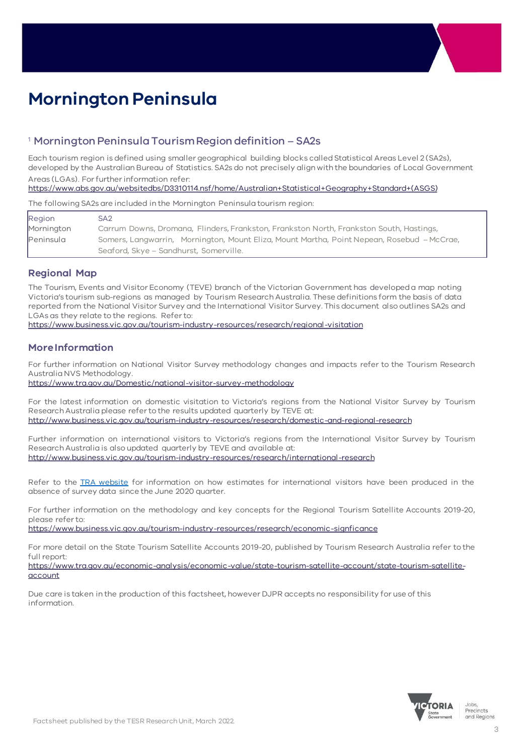# Mornington Peninsula

## [1] Mornington Peninsula Tourism Region definition – SA2s

Each tourism region is defined using smaller geographical building blocks called Statistical Areas Level 2 (SA2s), developed by the Australian Bureau of Statistics. SA2s do not precisely align with the boundaries of Local Government Areas (LGAs). For further information refer:
https://www.abs.gov.au/websitedbs/D3310114.nsf/home/Australian+Statistical+Geography+Standard+(ASGS)

The following SA2s are included in the Mornington Peninsula tourism region:

| Region | SA2 |
|---|---|
| Mornington Peninsula | Carrum Downs, Dromana, Flinders, Frankston, Frankston North, Frankston South, Hastings, Somers, Langwarrin, Mornington, Mount Eliza, Mount Martha, Point Nepean, Rosebud – McCrae, Seaford, Skye – Sandhurst, Somerville. |

### Regional Map

The Tourism, Events and Visitor Economy (TEVE) branch of the Victorian Government has developed a map noting Victoria's tourism sub-regions as managed by Tourism Research Australia. These definitions form the basis of data reported from the National Visitor Survey and the International Visitor Survey. This document also outlines SA2s and LGAs as they relate to the regions. Refer to:
https://www.business.vic.gov.au/tourism-industry-resources/research/regional-visitation

### More Information

For further information on National Visitor Survey methodology changes and impacts refer to the Tourism Research Australia NVS Methodology.
https://www.tra.gov.au/Domestic/national-visitor-survey-methodology

For the latest information on domestic visitation to Victoria's regions from the National Visitor Survey by Tourism Research Australia please refer to the results updated quarterly by TEVE at:
http://www.business.vic.gov.au/tourism-industry-resources/research/domestic-and-regional-research

Further information on international visitors to Victoria's regions from the International Visitor Survey by Tourism Research Australia is also updated quarterly by TEVE and available at:
http://www.business.vic.gov.au/tourism-industry-resources/research/international-research

Refer to the TRA website for information on how estimates for international visitors have been produced in the absence of survey data since the June 2020 quarter.

For further information on the methodology and key concepts for the Regional Tourism Satellite Accounts 2019-20, please refer to:
https://www.business.vic.gov.au/tourism-industry-resources/research/economic-signficance

For more detail on the State Tourism Satellite Accounts 2019-20, published by Tourism Research Australia refer to the full report:
https://www.tra.gov.au/economic-analysis/economic-value/state-tourism-satellite-account/state-tourism-satellite-account

Due care is taken in the production of this factsheet, however DJPR accepts no responsibility for use of this information.

Factsheet published by the TESR Research Unit, March 2022.